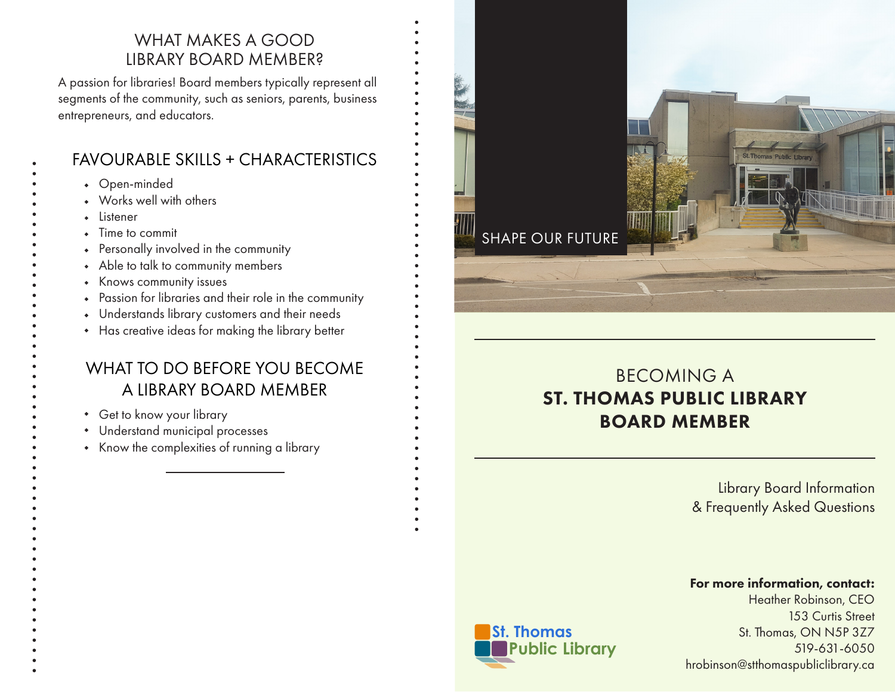## WHAT MAKES A GOOD LIBRARY BOARD MEMBER?

A passion for libraries! Board members typically represent all segments of the community, such as seniors, parents, business entrepreneurs, and educators.

## FAVOURABLE SKILLS + CHARACTERISTICS

- Open-minded
- Works well with others
- Listener
- Time to commit
- Personally involved in the community
- Able to talk to community members
- Knows community issues
- Passion for libraries and their role in the community
- Understands library customers and their needs
- Has creative ideas for making the library better

## WHAT TO DO BEFORE YOU BECOME A LIBRARY BOARD MEMBER

- Get to know your library
- Understand municipal processes
- Know the complexities of running a library

SHAPE OUR FUTURE

# BECOMING A **ST. THOMAS PUBLIC LIBRARY BOARD MEMBER**

Library Board Information
& Frequently Asked Questions

**For more information, contact:**
Heather Robinson, CEO
153 Curtis Street
St. Thomas, ON N5P 3Z7
519-631-6050
hrobinson@stthomaspubliclibrary.ca

St. Thomas Public Library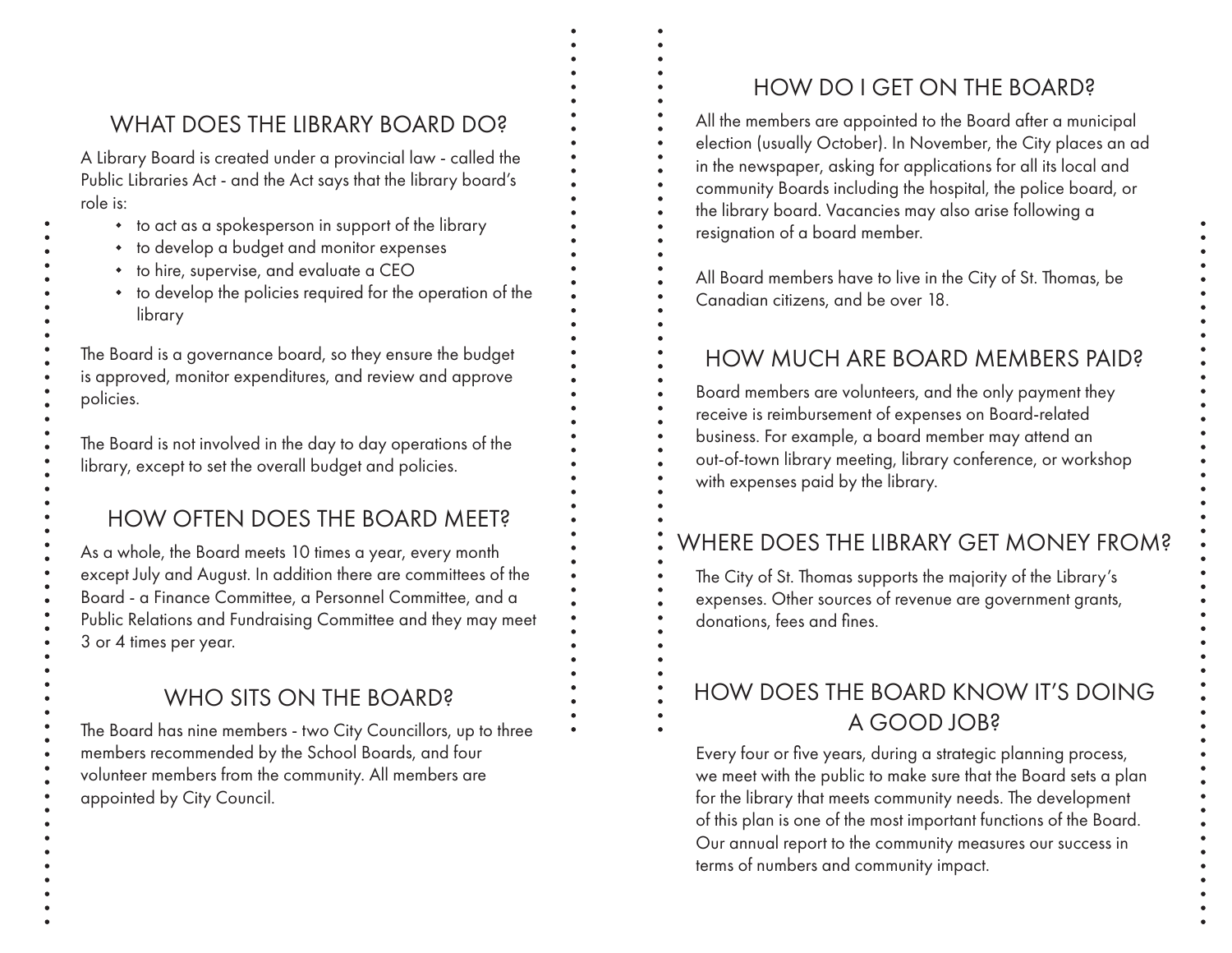## WHAT DOES THE LIBRARY BOARD DO?

A Library Board is created under a provincial law - called the Public Libraries Act - and the Act says that the library board's role is:

- to act as a spokesperson in support of the library
- to develop a budget and monitor expenses
- to hire, supervise, and evaluate a CEO
- to develop the policies required for the operation of the library

The Board is a governance board, so they ensure the budget is approved, monitor expenditures, and review and approve policies.

The Board is not involved in the day to day operations of the library, except to set the overall budget and policies.

## HOW OFTEN DOES THE BOARD MEET?

As a whole, the Board meets 10 times a year, every month except July and August. In addition there are committees of the Board - a Finance Committee, a Personnel Committee, and a Public Relations and Fundraising Committee and they may meet 3 or 4 times per year.

## WHO SITS ON THE BOARD?

The Board has nine members - two City Councillors, up to three members recommended by the School Boards, and four volunteer members from the community. All members are appointed by City Council.

## HOW DO I GET ON THE BOARD?

All the members are appointed to the Board after a municipal election (usually October). In November, the City places an ad in the newspaper, asking for applications for all its local and community Boards including the hospital, the police board, or the library board. Vacancies may also arise following a resignation of a board member.

All Board members have to live in the City of St. Thomas, be Canadian citizens, and be over 18.

## HOW MUCH ARE BOARD MEMBERS PAID?

Board members are volunteers, and the only payment they receive is reimbursement of expenses on Board-related business. For example, a board member may attend an out-of-town library meeting, library conference, or workshop with expenses paid by the library.

## WHERE DOES THE LIBRARY GET MONEY FROM?

The City of St. Thomas supports the majority of the Library's expenses. Other sources of revenue are government grants, donations, fees and fines.

## HOW DOES THE BOARD KNOW IT'S DOING A GOOD JOB?

Every four or five years, during a strategic planning process, we meet with the public to make sure that the Board sets a plan for the library that meets community needs. The development of this plan is one of the most important functions of the Board. Our annual report to the community measures our success in terms of numbers and community impact.